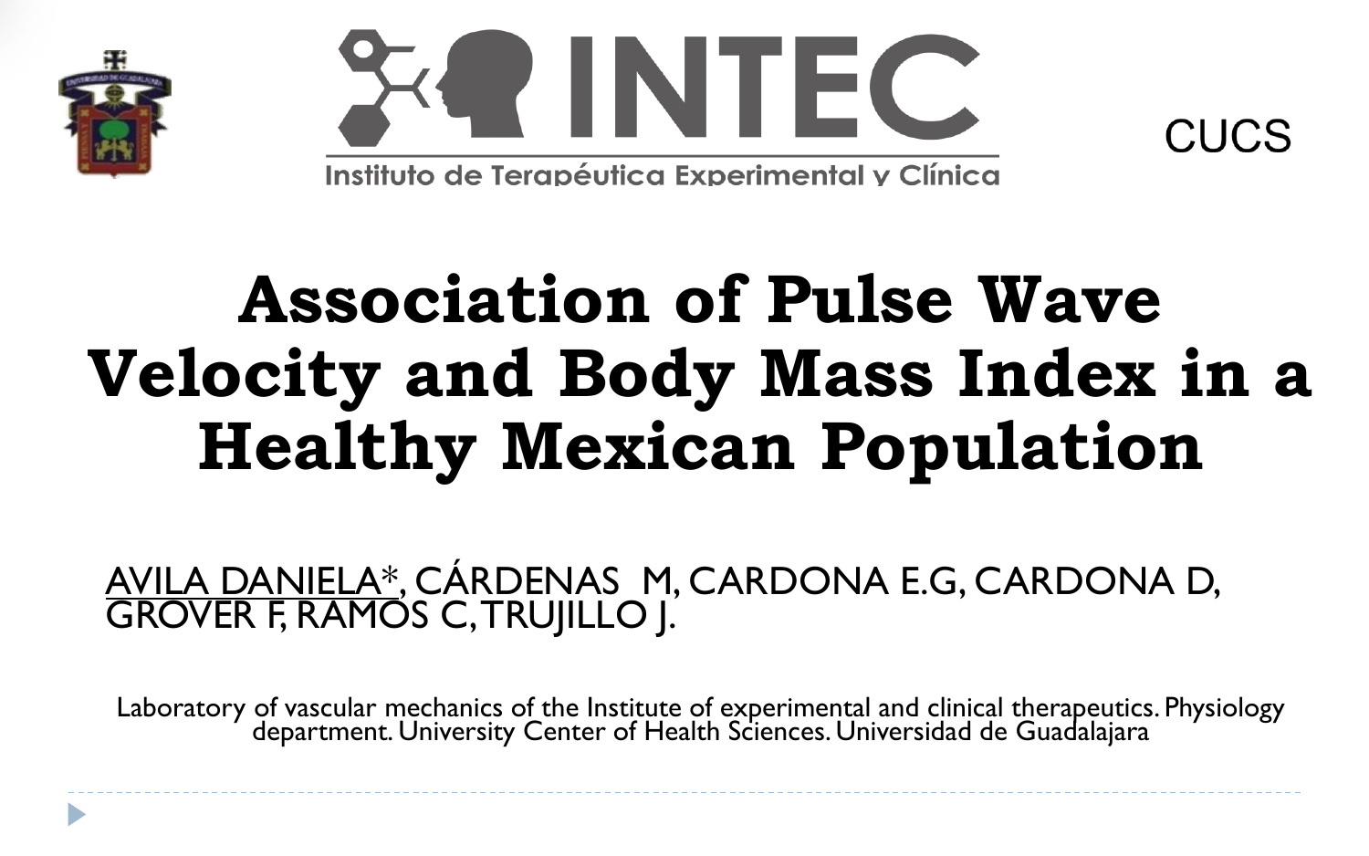INTEC

Instituto de Terapéutica Experimental y Clínica

CUCS

# Association of Pulse Wave Velocity and Body Mass Index in a Healthy Mexican Population

AVILA DANIELA*, CÁRDENAS M, CARDONA E.G, CARDONA D, GROVER F, RAMOS C, TRUJILLO J.

Laboratory of vascular mechanics of the Institute of experimental and clinical therapeutics. Physiology department. University Center of Health Sciences. Universidad de Guadalajara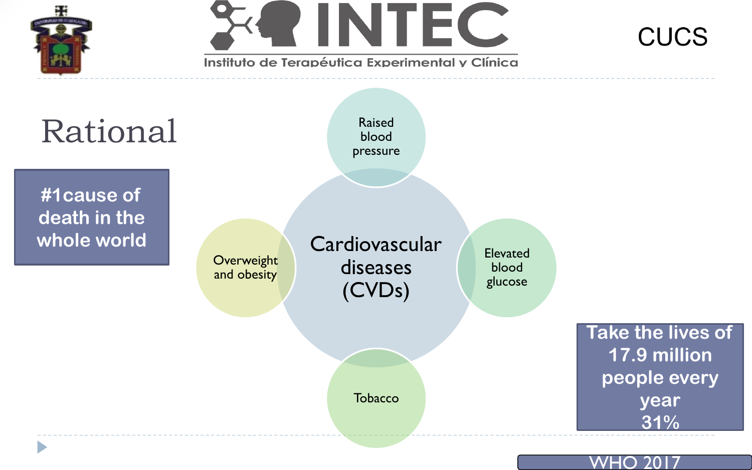# Rational

**#1cause of death in the whole world**

Cardiovascular diseases (CVDs)

- Raised blood pressure
- Elevated blood glucose
- Tobacco
- Overweight and obesity

**Take the lives of 17.9 million people every year 31%**

WHO 2017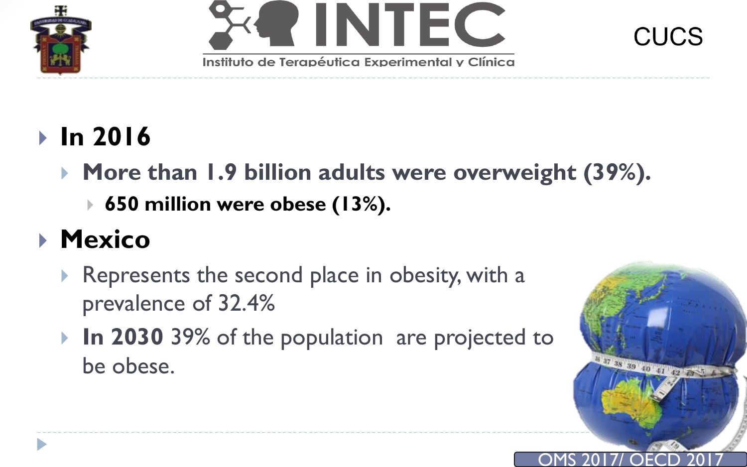- **In 2016**
  - **More than 1.9 billion adults were overweight (39%).**
    - **650 million were obese (13%).**
- **Mexico**
  - Represents the second place in obesity, with a prevalence of 32.4%
  - **In 2030** 39% of the population are projected to be obese.

OMS 2017/ OECD 2017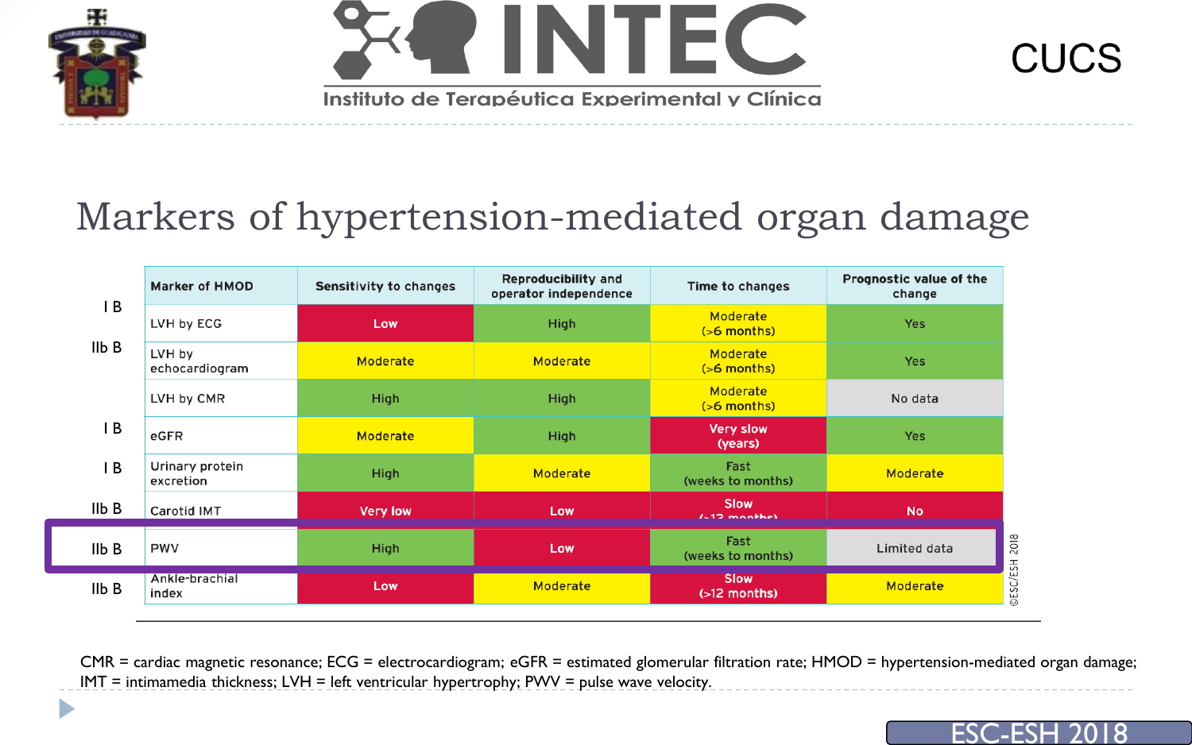# Markers of hypertension-mediated organ damage

| | Marker of HMOD | Sensitivity to changes | Reproducibility and operator independence | Time to changes | Prognostic value of the change |
|---|---|---|---|---|---|
| I B | LVH by ECG | Low | High | Moderate (>6 months) | Yes |
| IIb B | LVH by echocardiogram | Moderate | Moderate | Moderate (>6 months) | Yes |
| | LVH by CMR | High | High | Moderate (>6 months) | No data |
| I B | eGFR | Moderate | High | Very slow (years) | Yes |
| I B | Urinary protein excretion | High | Moderate | Fast (weeks to months) | Moderate |
| IIb B | Carotid IMT | Very low | Low | Slow (>12 months) | No |
| IIb B | PWV | High | Low | Fast (weeks to months) | Limited data |
| IIb B | Ankle-brachial index | Low | Moderate | Slow (>12 months) | Moderate |

©ESC/ESH 2018

CMR = cardiac magnetic resonance; ECG = electrocardiogram; eGFR = estimated glomerular filtration rate; HMOD = hypertension-mediated organ damage; IMT = intimamedia thickness; LVH = left ventricular hypertrophy; PWV = pulse wave velocity.

ESC-ESH 2018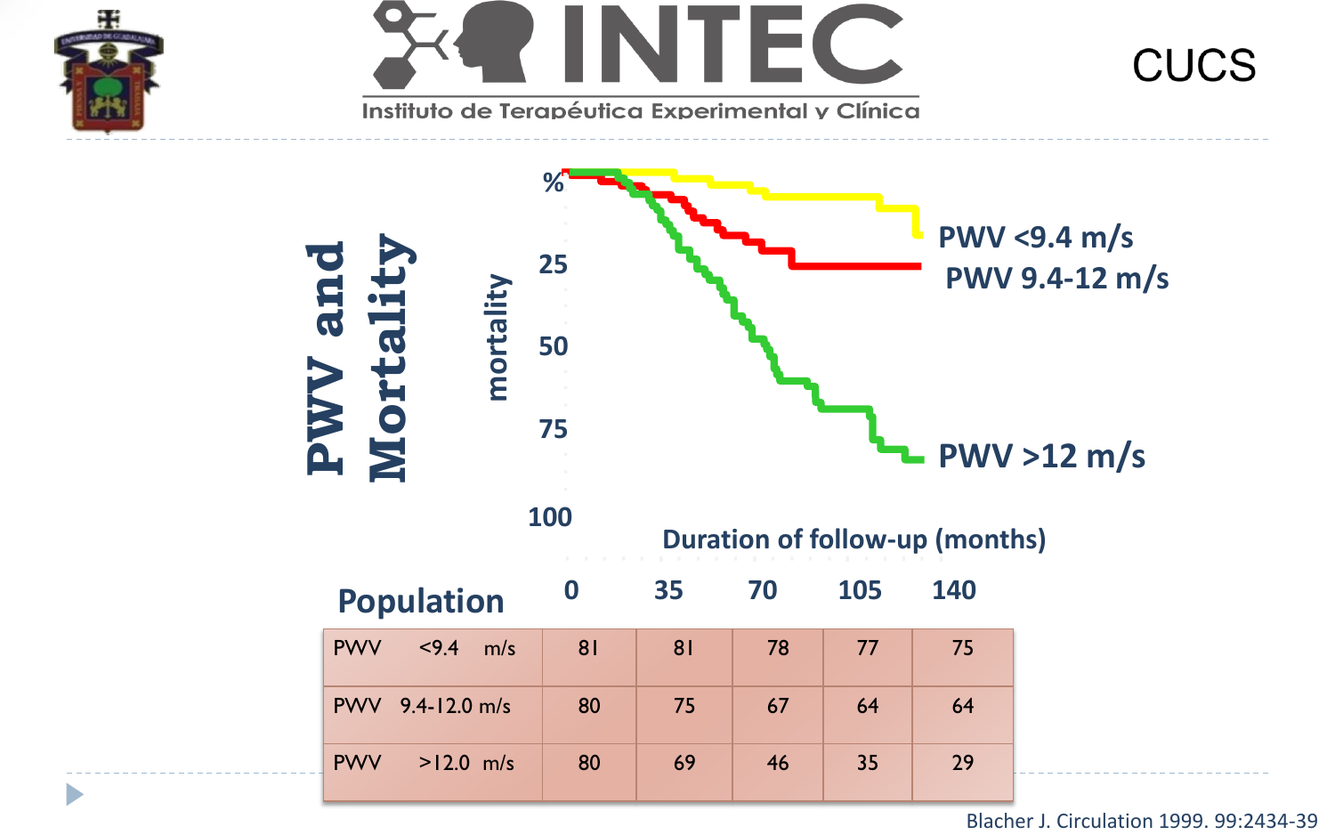# PWV and Mortality

% mortality

| | 0 | 35 | 70 | 105 | 140 |
|---|---|---|---|---|---|
| Population | | | | | |
| PWV <9.4 m/s | 81 | 81 | 78 | 77 | 75 |
| PWV 9.4-12.0 m/s | 80 | 75 | 67 | 64 | 64 |
| PWV >12.0 m/s | 80 | 69 | 46 | 35 | 29 |

Duration of follow-up (months)

PWV <9.4 m/s

PWV 9.4-12 m/s

PWV >12 m/s

Blacher J. Circulation 1999. 99:2434-39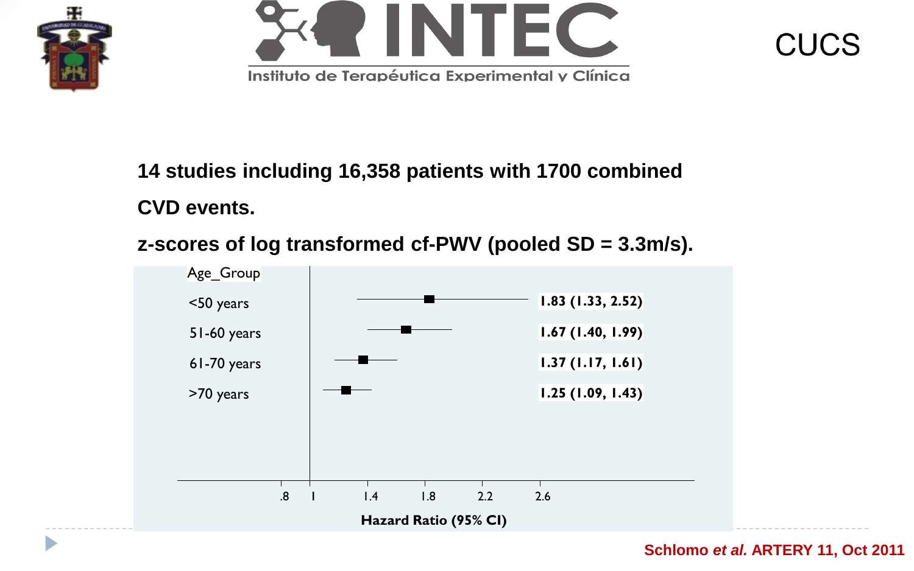**14 studies including 16,358 patients with 1700 combined CVD events.**

**z-scores of log transformed cf-PWV (pooled SD = 3.3m/s).**

| Age_Group | Hazard Ratio (95% CI) |
| --- | --- |
| <50 years | 1.83 (1.33, 2.52) |
| 51-60 years | 1.67 (1.40, 1.99) |
| 61-70 years | 1.37 (1.17, 1.61) |
| >70 years | 1.25 (1.09, 1.43) |

**Schlomo *et al.* ARTERY 11, Oct 2011**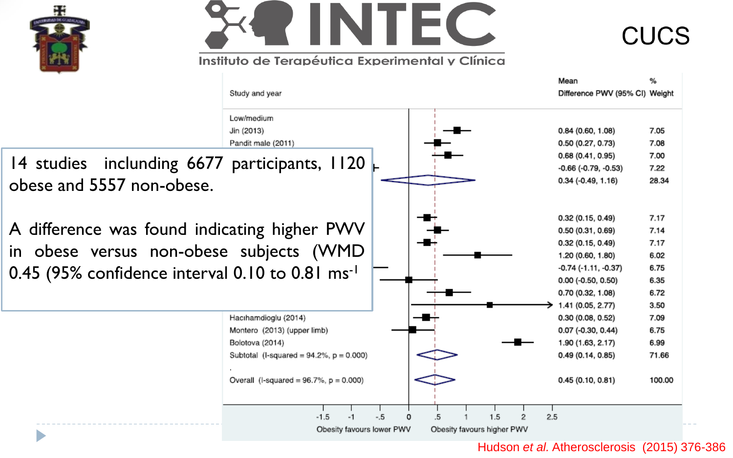INTEC

Instituto de Terapéutica Experimental y Clínica

CUCS

14 studies inclunding 6677 participants, 1120 obese and 5557 non-obese.

A difference was found indicating higher PWV in obese versus non-obese subjects (WMD 0.45 (95% confidence interval 0.10 to 0.81 ms[-1]

| Study and year | Mean Difference PWV (95% CI) | % Weight |
|---|---|---|
| Low/medium | | |
| Jin (2013) | 0.84 (0.60, 1.08) | 7.05 |
| Pandit male (2011) | 0.50 (0.27, 0.73) | 7.08 |
| | 0.68 (0.41, 0.95) | 7.00 |
| | -0.66 (-0.79, -0.53) | 7.22 |
| | 0.34 (-0.49, 1.16) | 28.34 |
| | 0.32 (0.15, 0.49) | 7.17 |
| | 0.50 (0.31, 0.69) | 7.14 |
| | 0.32 (0.15, 0.49) | 7.17 |
| | 1.20 (0.60, 1.80) | 6.02 |
| | -0.74 (-1.11, -0.37) | 6.75 |
| | 0.00 (-0.50, 0.50) | 6.35 |
| | 0.70 (0.32, 1.08) | 6.72 |
| | 1.41 (0.05, 2.77) | 3.50 |
| Hacıhamdioglu (2014) | 0.30 (0.08, 0.52) | 7.09 |
| Montero (2013) (upper limb) | 0.07 (-0.30, 0.44) | 6.75 |
| Bolotova (2014) | 1.90 (1.63, 2.17) | 6.99 |
| Subtotal (I-squared = 94.2%, p = 0.000) | 0.49 (0.14, 0.85) | 71.66 |
| Overall (I-squared = 96.7%, p = 0.000) | 0.45 (0.10, 0.81) | 100.00 |

-1.5 -1 -.5 0 .5 1 1.5 2 2.5

Obesity favours lower PWV — Obesity favours higher PWV

Hudson *et al.* Atherosclerosis (2015) 376-386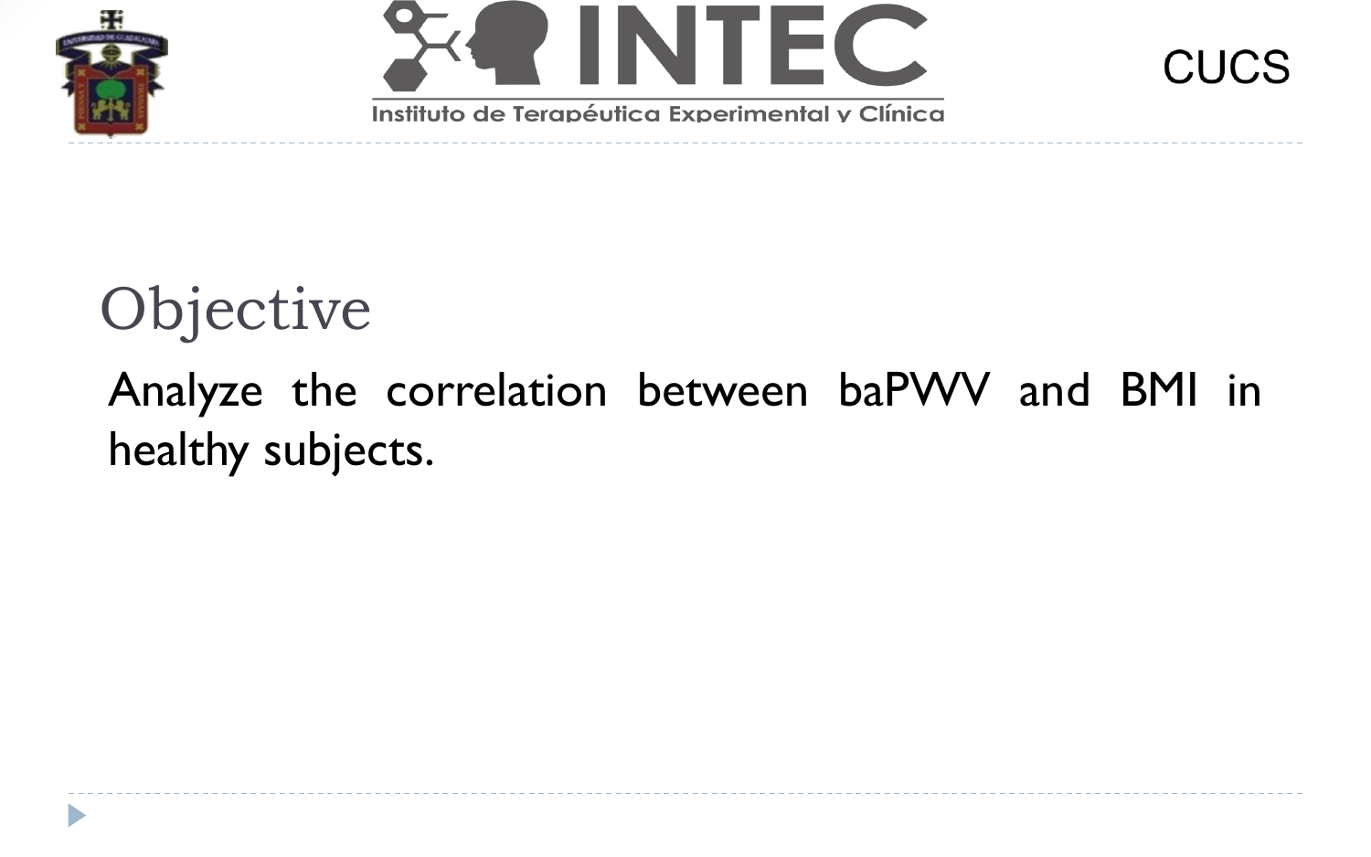## Objective

Analyze the correlation between baPWV and BMI in healthy subjects.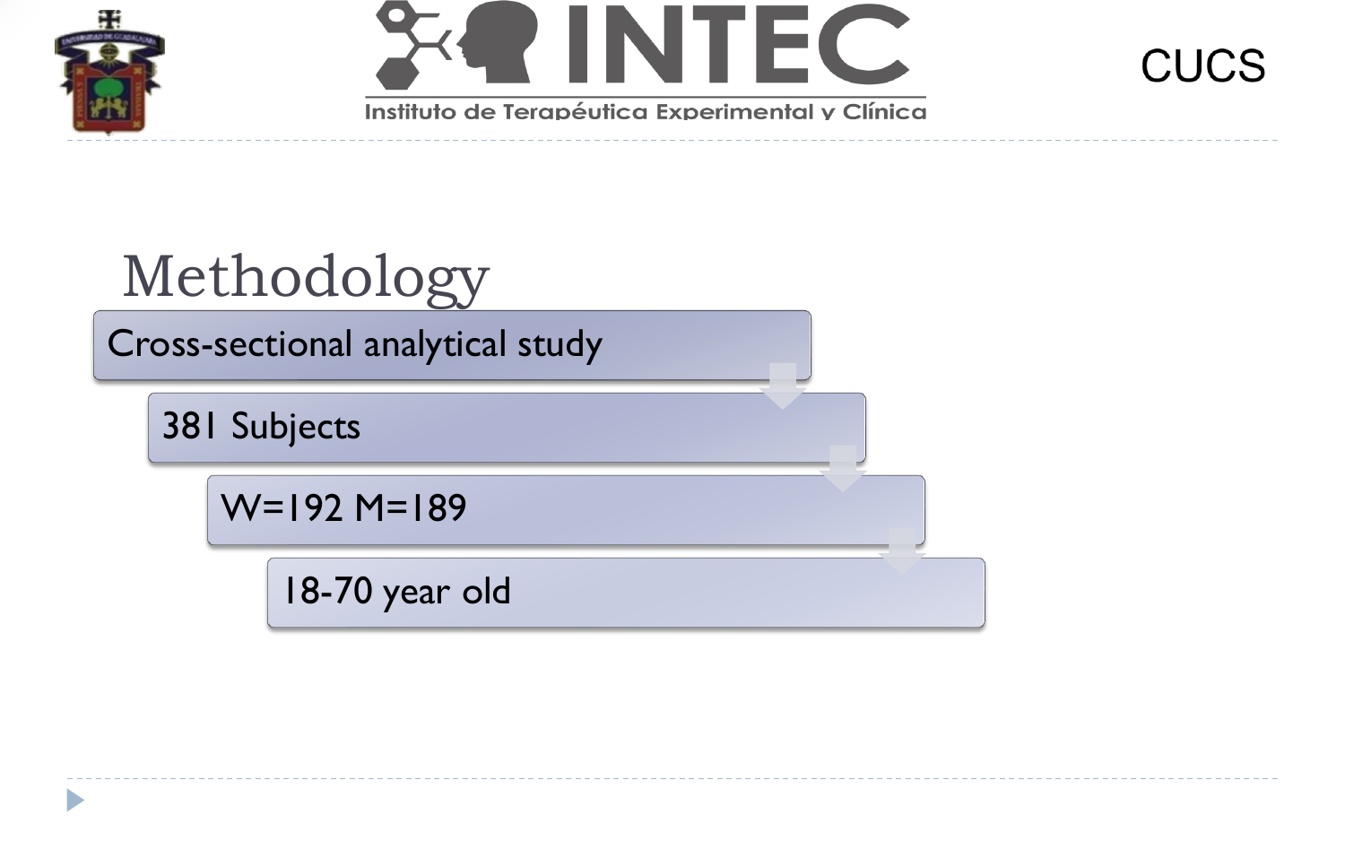# Methodology

- Cross-sectional analytical study
- 381 Subjects
- W=192 M=189
- 18-70 year old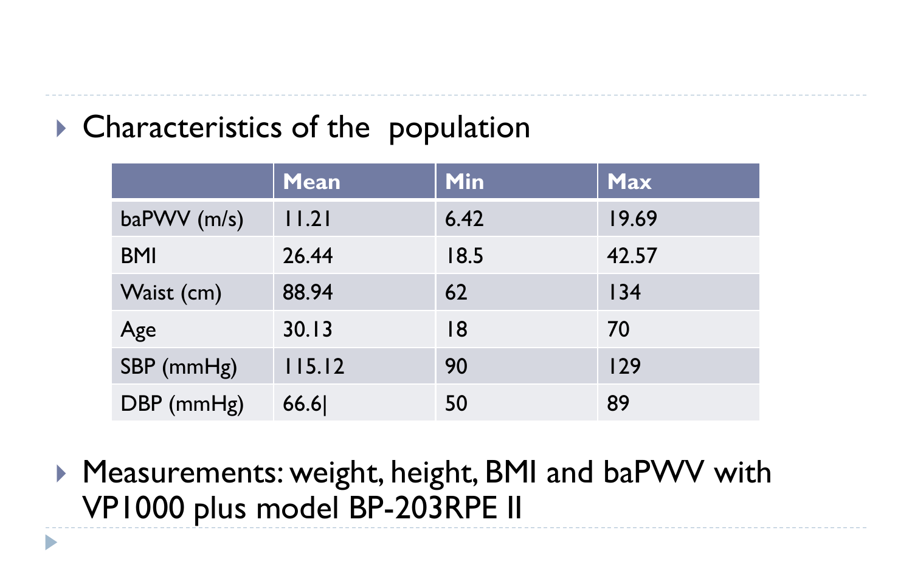- Characteristics of the population

| | Mean | Min | Max |
|---|---|---|---|
| baPWV (m/s) | 11.21 | 6.42 | 19.69 |
| BMI | 26.44 | 18.5 | 42.57 |
| Waist (cm) | 88.94 | 62 | 134 |
| Age | 30.13 | 18 | 70 |
| SBP (mmHg) | 115.12 | 90 | 129 |
| DBP (mmHg) | 66.6| | 50 | 89 |

- Measurements: weight, height, BMI and baPWV with VP1000 plus model BP-203RPE II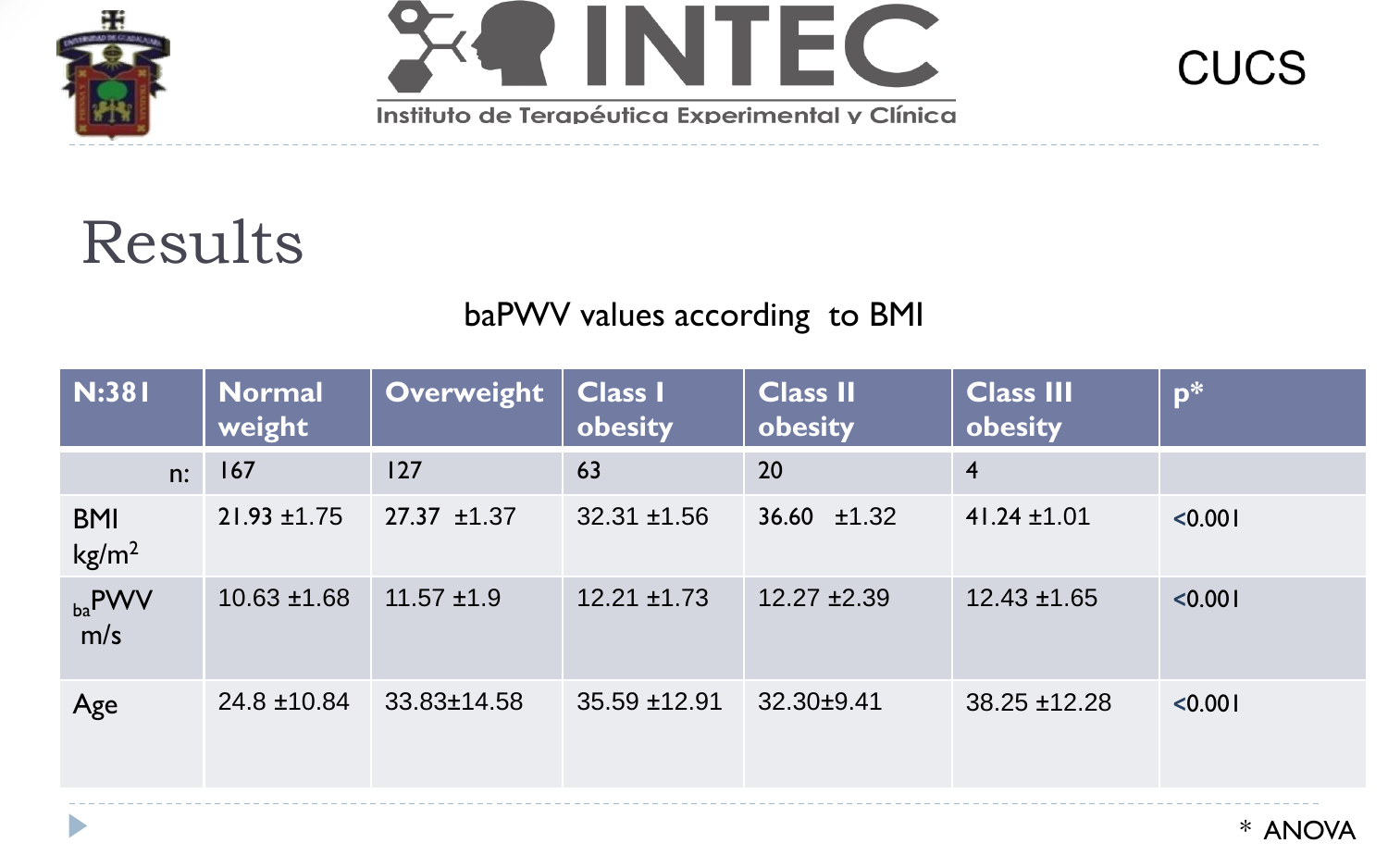# Results

baPWV values according to BMI

| N:381 | Normal weight | Overweight | Class I obesity | Class II obesity | Class III obesity | p* |
|---|---|---|---|---|---|---|
| n: | 167 | 127 | 63 | 20 | 4 | |
| BMI $kg/m^2$ | 21.93 ±1.75 | 27.37 ±1.37 | 32.31 ±1.56 | 36.60 ±1.32 | 41.24 ±1.01 | <0.001 |
| $_{ba}$PWV m/s | 10.63 ±1.68 | 11.57 ±1.9 | 12.21 ±1.73 | 12.27 ±2.39 | 12.43 ±1.65 | <0.001 |
| Age | 24.8 ±10.84 | 33.83±14.58 | 35.59 ±12.91 | 32.30±9.41 | 38.25 ±12.28 | <0.001 |

\* ANOVA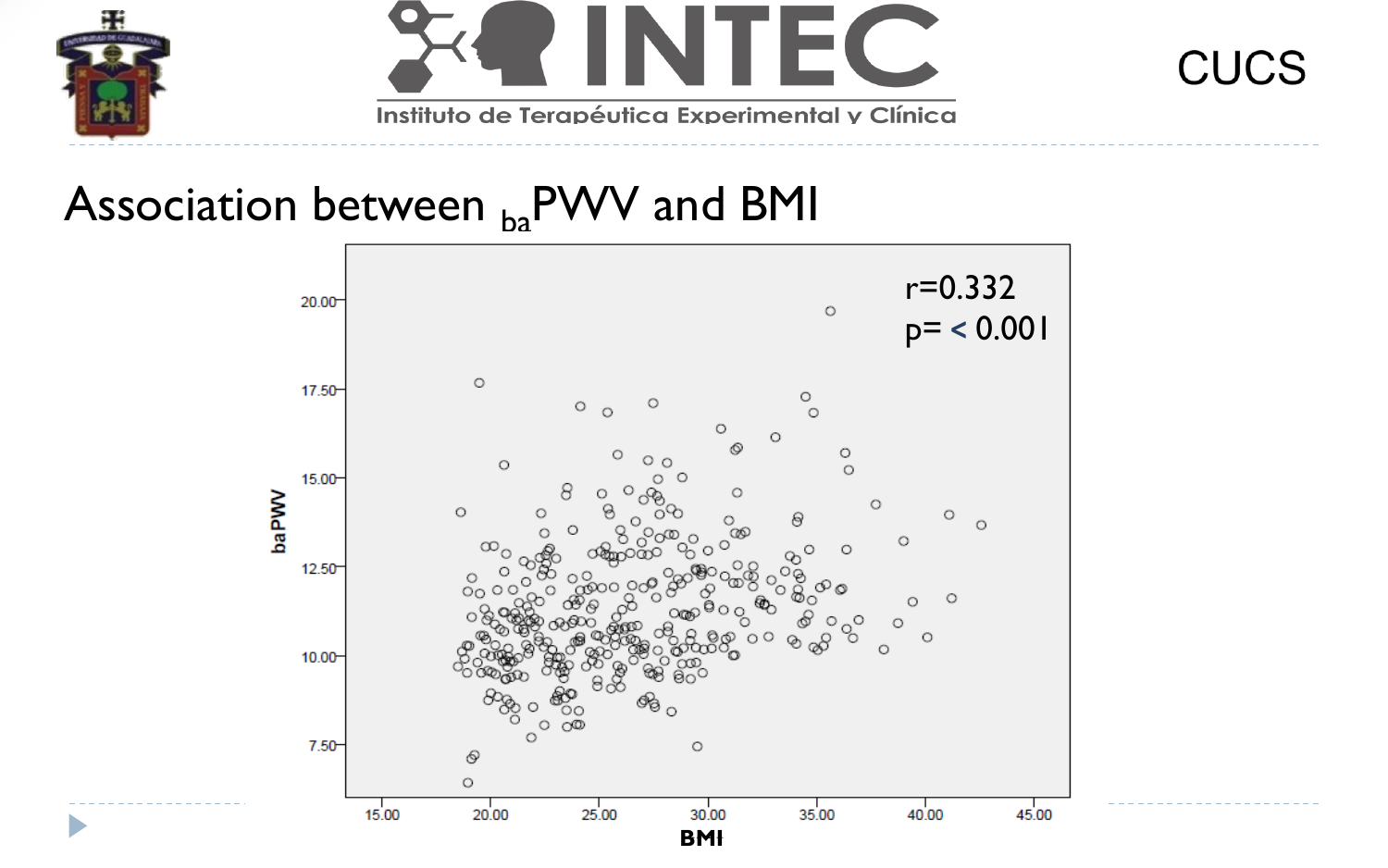# Association between $_{ba}$PWV and BMI

r=0.332
p= < 0.001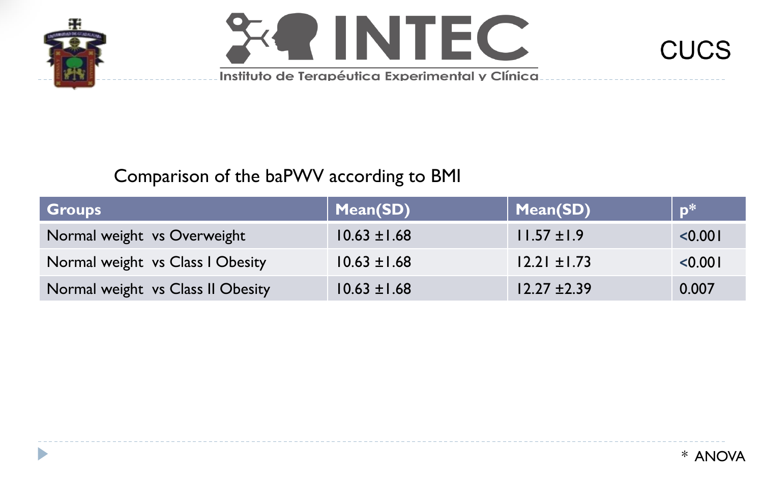Comparison of the baPWV according to BMI

| Groups | Mean(SD) | Mean(SD) | p* |
| --- | --- | --- | --- |
| Normal weight vs Overweight | 10.63 ±1.68 | 11.57 ±1.9 | <0.001 |
| Normal weight vs Class I Obesity | 10.63 ±1.68 | 12.21 ±1.73 | <0.001 |
| Normal weight vs Class II Obesity | 10.63 ±1.68 | 12.27 ±2.39 | 0.007 |

\* ANOVA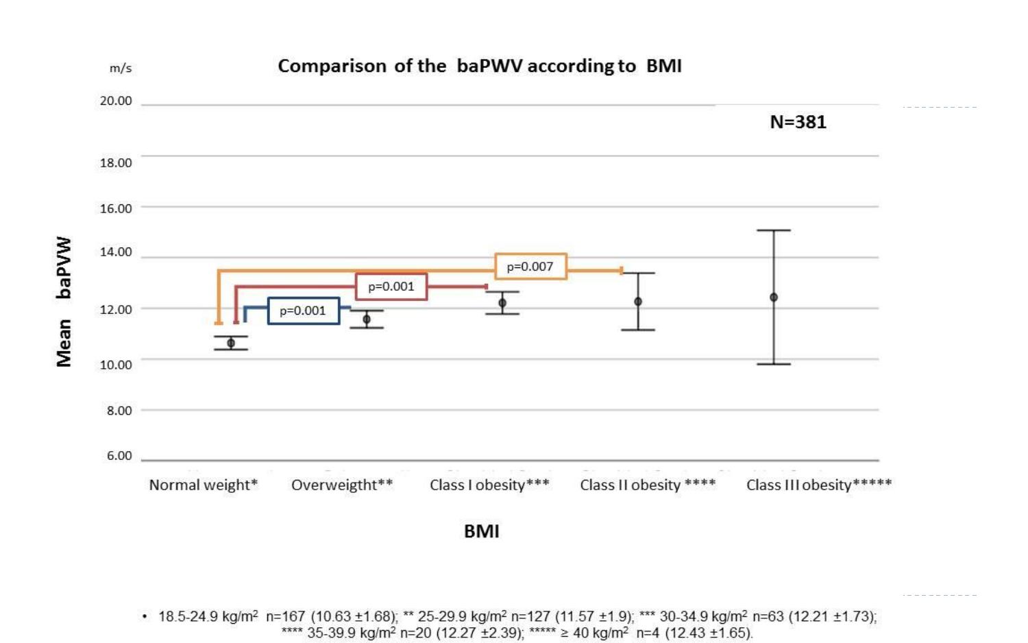**Comparison of the baPWV according to BMI**

m/s

N=381

| Mean baPVW | BMI |
|---|---|
| 20.00 | |
| 18.00 | |
| 16.00 | |
| 14.00 | |
| 12.00 | |
| 10.00 | |
| 8.00 | |
| 6.00 | |

Normal weight* | Overweigtht** | Class I obesity*** | Class II obesity **** | Class III obesity*****

p=0.001 (Normal weight vs Overweigtht); p=0.001 (Normal weight vs Class I obesity); p=0.007 (Normal weight vs Class II obesity)

- 18.5-24.9 kg/m[2] n=167 (10.63 ±1.68); ** 25-29.9 kg/m[2] n=127 (11.57 ±1.9); *** 30-34.9 kg/m[2] n=63 (12.21 ±1.73); **** 35-39.9 kg/m[2] n=20 (12.27 ±2.39); ***** ≥ 40 kg/m[2] n=4 (12.43 ±1.65).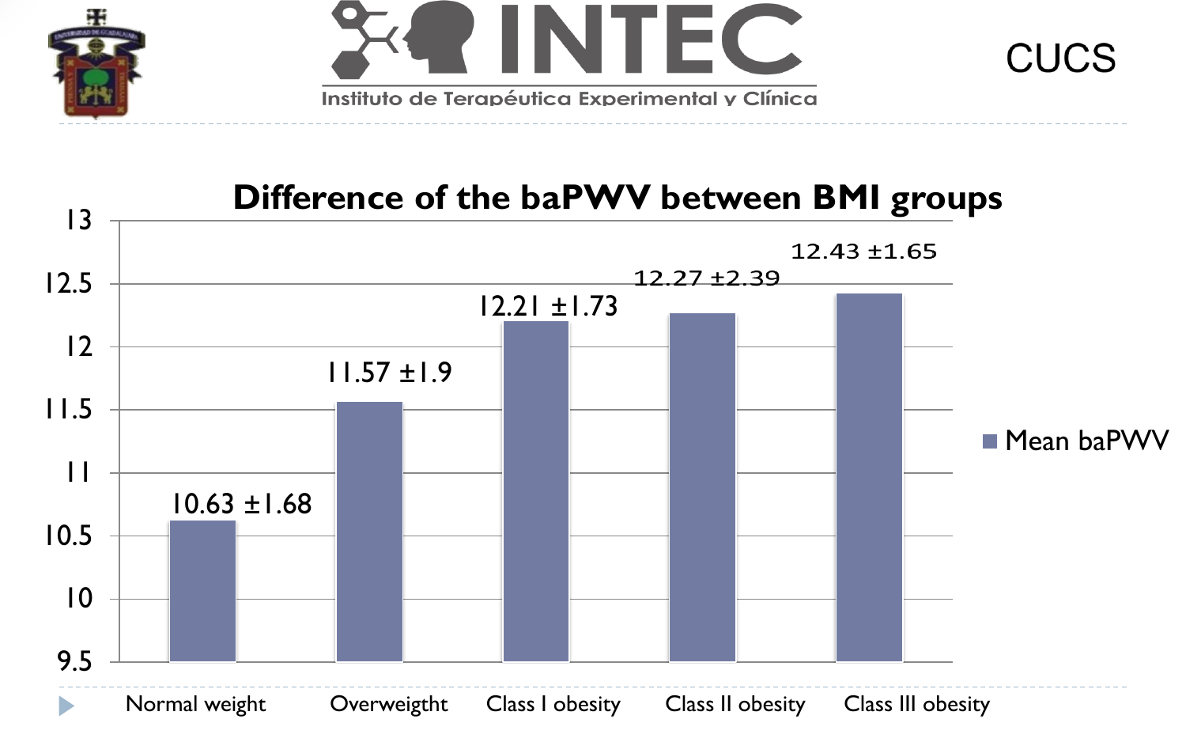## Difference of the baPWV between BMI groups

| BMI group | Mean baPWV |
| --- | --- |
| Normal weight | 10.63 ±1.68 |
| Overweigtht | 11.57 ±1.9 |
| Class I obesity | 12.21 ±1.73 |
| Class II obesity | 12.27 ±2.39 |
| Class III obesity | 12.43 ±1.65 |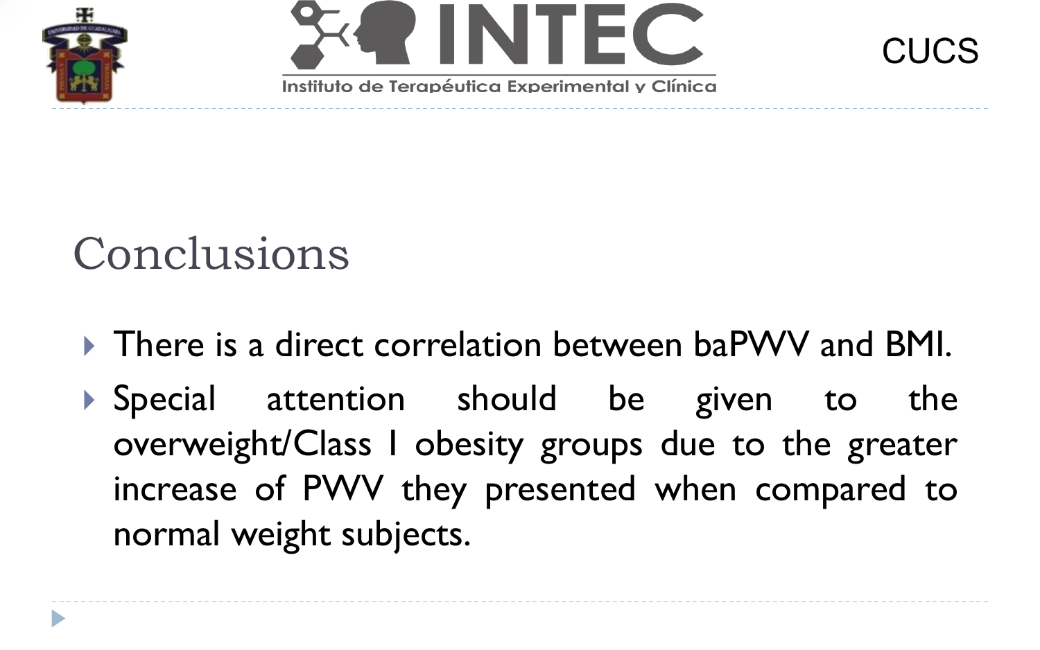## Conclusions

- There is a direct correlation between baPWV and BMI.
- Special attention should be given to the overweight/Class I obesity groups due to the greater increase of PWV they presented when compared to normal weight subjects.